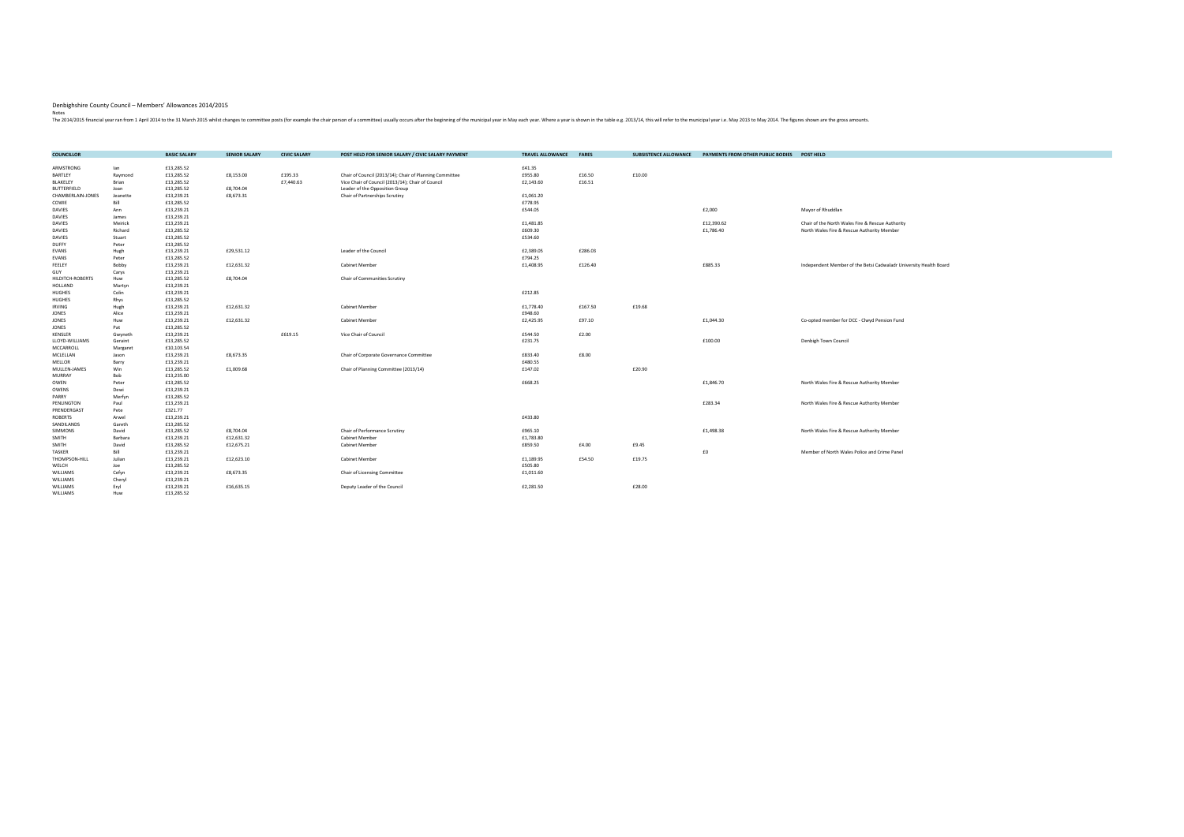Denbighshire County Council – Members' Allowances 2014/2015

Notes

The 2014/2015 financial year ran from 1 April 2014 to the 31 March 2015 whilst changes to committee posts (for example the chair person of a committee) usually occurs after the beginning of the municipal year in May each year. Where a year is shown in the table e.g. 2013/14, this will refer to the municipal year i.e. May 2013 to May 2014. The figures shown are the gross amounts.

| COUNCILLOR | | BASIC SALARY | SENIOR SALARY | CIVIC SALARY | POST HELD FOR SENIOR SALARY / CIVIC SALARY PAYMENT | TRAVEL ALLOWANCE | FARES | SUBSISTENCE ALLOWANCE | PAYMENTS FROM OTHER PUBLIC BODIES | POST HELD |
|---|---|---|---|---|---|---|---|---|---|---|
| ARMSTRONG | Ian | £13,285.52 | | | | £41.35 | | | | |
| BARTLEY | Raymond | £13,285.52 | £8,153.00 | £195.33 | Chair of Council (2013/14); Chair of Planning Committee | £955.80 | £16.50 | £10.00 | | |
| BLAKELEY | Brian | £13,285.52 | | £7,440.63 | Vice Chair of Council (2013/14); Chair of Council | £2,143.60 | £16.51 | | | |
| BUTTERFIELD | Joan | £13,285.52 | £8,704.04 | | Leader of the Opposition Group | | | | | |
| CHAMBERLAIN-JONES | Jeanette | £13,239.21 | £8,673.31 | | Chair of Partnerships Scrutiny | £1,061.20 | | | | |
| COWIE | Bill | £13,285.52 | | | | £778.95 | | | | |
| DAVIES | Ann | £13,239.21 | | | | £544.05 | | | £2,000 | Mayor of Rhuddlan |
| DAVIES | James | £13,239.21 | | | | | | | | |
| DAVIES | Meirick | £13,239.21 | | | | £1,481.85 | | | £12,390.62 | Chair of the North Wales Fire & Rescue Authority |
| DAVIES | Richard | £13,285.52 | | | | £609.30 | | | £1,786.40 | North Wales Fire & Rescue Authority Member |
| DAVIES | Stuart | £13,285.52 | | | | £534.60 | | | | |
| DUFFY | Peter | £13,285.52 | | | | | | | | |
| EVANS | Hugh | £13,239.21 | £29,531.12 | | Leader of the Council | £2,389.05 | £286.03 | | | |
| EVANS | Peter | £13,285.52 | | | | £794.25 | | | | |
| FEELEY | Bobby | £13,239.21 | £12,631.32 | | Cabinet Member | £1,408.95 | £126.40 | | £885.33 | Independent Member of the Betsi Cadwaladr University Health Board |
| GUY | Carys | £13,239.21 | | | | | | | | |
| HILDITCH-ROBERTS | Huw | £13,285.52 | £8,704.04 | | Chair of Communities Scrutiny | | | | | |
| HOLLAND | Martyn | £13,239.21 | | | | | | | | |
| HUGHES | Colin | £13,239.21 | | | | £212.85 | | | | |
| HUGHES | Rhys | £13,285.52 | | | | | | | | |
| IRVING | Hugh | £13,239.21 | £12,631.32 | | Cabinet Member | £1,778.40 | £167.50 | £19.68 | | |
| JONES | Alice | £13,239.21 | | | | £948.60 | | | | |
| JONES | Huw | £13,239.21 | £12,631.32 | | Cabinet Member | £2,425.95 | £97.10 | | £1,044.30 | Co-opted member for DCC - Clwyd Pension Fund |
| JONES | Pat | £13,285.52 | | | | | | | | |
| KENSLER | Gwyneth | £13,239.21 | | £619.15 | Vice Chair of Council | £544.50 | £2.00 | | | |
| LLOYD-WILLIAMS | Geraint | £13,285.52 | | | | £231.75 | | | £100.00 | Denbigh Town Council |
| MCCARROLL | Margaret | £10,103.54 | | | | | | | | |
| MCLELLAN | Jason | £13,239.21 | £8,673.35 | | Chair of Corporate Governance Committee | £833.40 | £8.00 | | | |
| MELLOR | Barry | £13,239.21 | | | | £480.55 | | | | |
| MULLEN-JAMES | Win | £13,285.52 | £1,009.68 | | Chair of Planning Committee (2013/14) | £147.02 | | £20.90 | | |
| MURRAY | Bob | £13,235.00 | | | | | | | | |
| OWEN | Peter | £13,285.52 | | | | £668.25 | | | £1,846.70 | North Wales Fire & Rescue Authority Member |
| OWENS | Dewi | £13,239.21 | | | | | | | | |
| PARRY | Merfyn | £13,285.52 | | | | | | | | |
| PENLINGTON | Paul | £13,239.21 | | | | | | | £283.34 | North Wales Fire & Rescue Authority Member |
| PRENDERGAST | Pete | £321.77 | | | | | | | | |
| ROBERTS | Arwel | £13,239.21 | | | | £433.80 | | | | |
| SANDILANDS | Gareth | £13,285.52 | | | | | | | | |
| SIMMONS | David | £13,285.52 | £8,704.04 | | Chair of Performance Scrutiny | £965.10 | | | £1,498.38 | North Wales Fire & Rescue Authority Member |
| SMITH | Barbara | £13,239.21 | £12,631.32 | | Cabinet Member | £1,783.80 | | | | |
| SMITH | David | £13,285.52 | £12,675.21 | | Cabinet Member | £859.50 | £4.00 | £9.45 | | |
| TASKER | Bill | £13,239.21 | | | | | | | £0 | Member of North Wales Police and Crime Panel |
| THOMPSON-HILL | Julian | £13,239.21 | £12,623.10 | | Cabinet Member | £1,189.95 | £54.50 | £19.75 | | |
| WELCH | Joe | £13,285.52 | | | | £505.80 | | | | |
| WILLIAMS | Cefyn | £13,239.21 | £8,673.35 | | Chair of Licensing Committee | £1,011.60 | | | | |
| WILLIAMS | Cheryl | £13,239.21 | | | | | | | | |
| WILLIAMS | Eryl | £13,239.21 | £16,635.15 | | Deputy Leader of the Council | £2,281.50 | | £28.00 | | |
| WILLIAMS | Huw | £13,285.52 | | | | | | | | |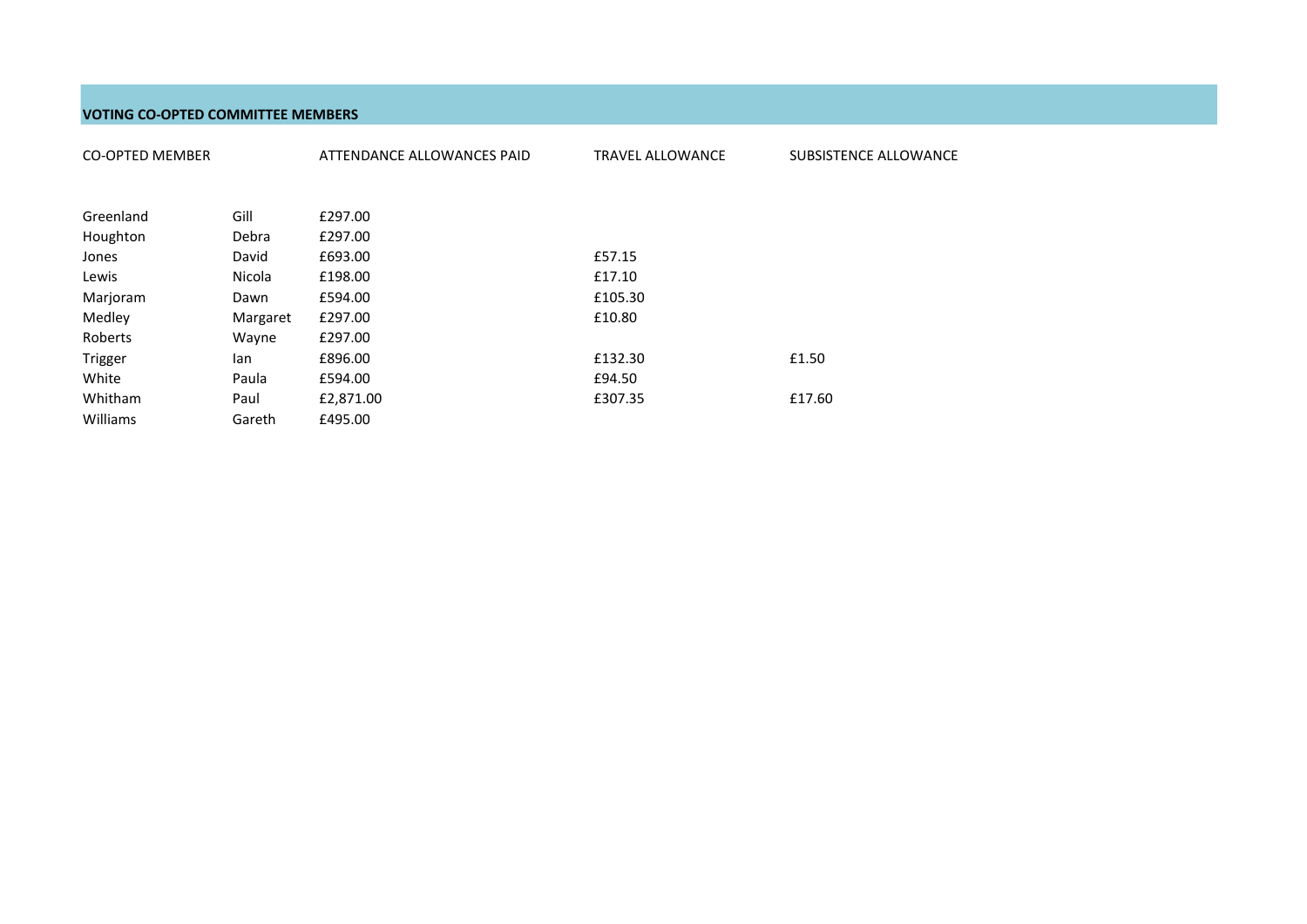## VOTING CO-OPTED COMMITTEE MEMBERS

| CO-OPTED MEMBER | | ATTENDANCE ALLOWANCES PAID | TRAVEL ALLOWANCE | SUBSISTENCE ALLOWANCE |
|---|---|---|---|---|
| Greenland | Gill | £297.00 | | |
| Houghton | Debra | £297.00 | | |
| Jones | David | £693.00 | £57.15 | |
| Lewis | Nicola | £198.00 | £17.10 | |
| Marjoram | Dawn | £594.00 | £105.30 | |
| Medley | Margaret | £297.00 | £10.80 | |
| Roberts | Wayne | £297.00 | | |
| Trigger | Ian | £896.00 | £132.30 | £1.50 |
| White | Paula | £594.00 | £94.50 | |
| Whitham | Paul | £2,871.00 | £307.35 | £17.60 |
| Williams | Gareth | £495.00 | | |